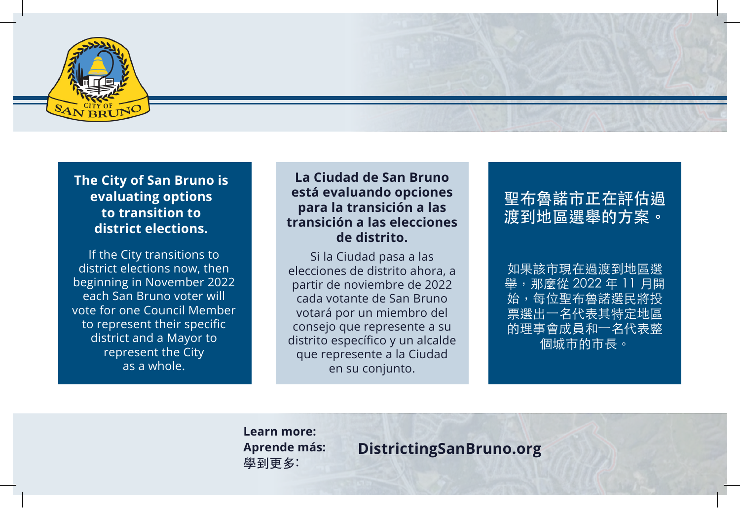CITY OF SAN BRUNO

**The City of San Bruno is evaluating options to transition to district elections.**

If the City transitions to district elections now, then beginning in November 2022 each San Bruno voter will vote for one Council Member to represent their specific district and a Mayor to represent the City as a whole.

**La Ciudad de San Bruno está evaluando opciones para la transición a las transición a las elecciones de distrito.**

Si la Ciudad pasa a las elecciones de distrito ahora, a partir de noviembre de 2022 cada votante de San Bruno votará por un miembro del consejo que represente a su distrito específico y un alcalde que represente a la Ciudad en su conjunto.

**聖布魯諾市正在評估過渡到地區選舉的方案。**

如果該市現在過渡到地區選舉，那麼從 2022 年 11 月開始，每位聖布魯諾選民將投票選出一名代表其特定地區的理事會成員和一名代表整個城市的市長。

**Learn more:**
**Aprende más:**
**學到更多:**

**DistrictingSanBruno.org**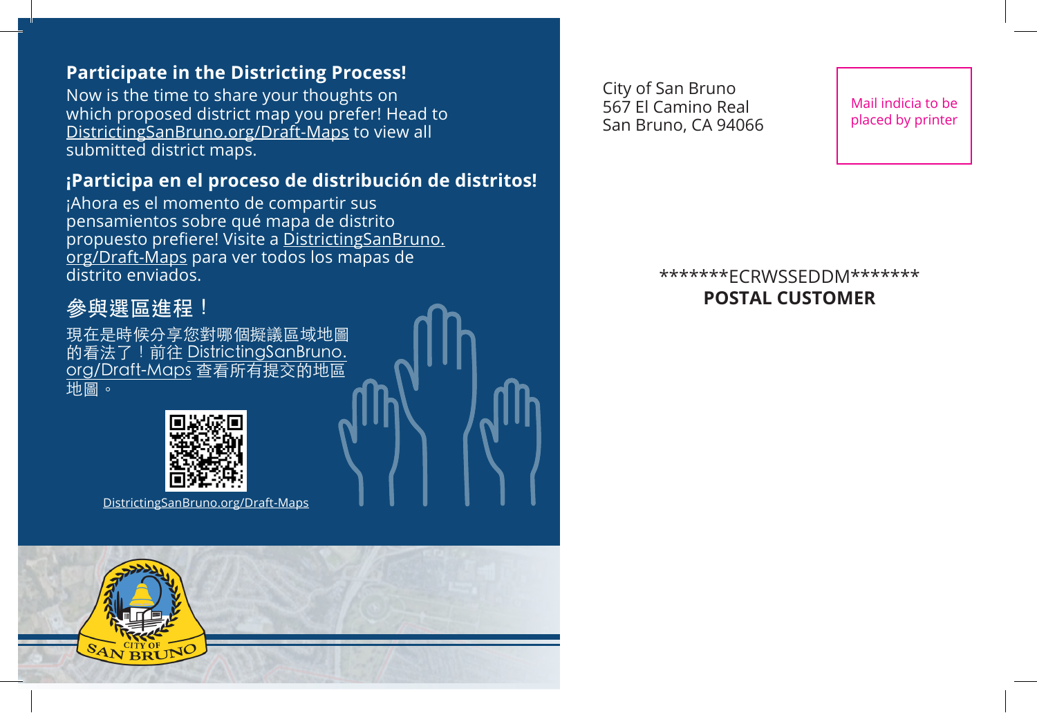## Participate in the Districting Process!

Now is the time to share your thoughts on which proposed district map you prefer! Head to DistrictingSanBruno.org/Draft-Maps to view all submitted district maps.

## ¡Participa en el proceso de distribución de distritos!

¡Ahora es el momento de compartir sus pensamientos sobre qué mapa de distrito propuesto prefiere! Visite a DistrictingSanBruno.org/Draft-Maps para ver todos los mapas de distrito enviados.

## 參與選區進程！

現在是時候分享您對哪個擬議區域地圖的看法了！前往 DistrictingSanBruno.org/Draft-Maps 查看所有提交的地區地圖。

DistrictingSanBruno.org/Draft-Maps

CITY OF SAN BRUNO

City of San Bruno
567 El Camino Real
San Bruno, CA 94066

Mail indicia to be placed by printer

*******ECRWSSEDDM*******

**POSTAL CUSTOMER**